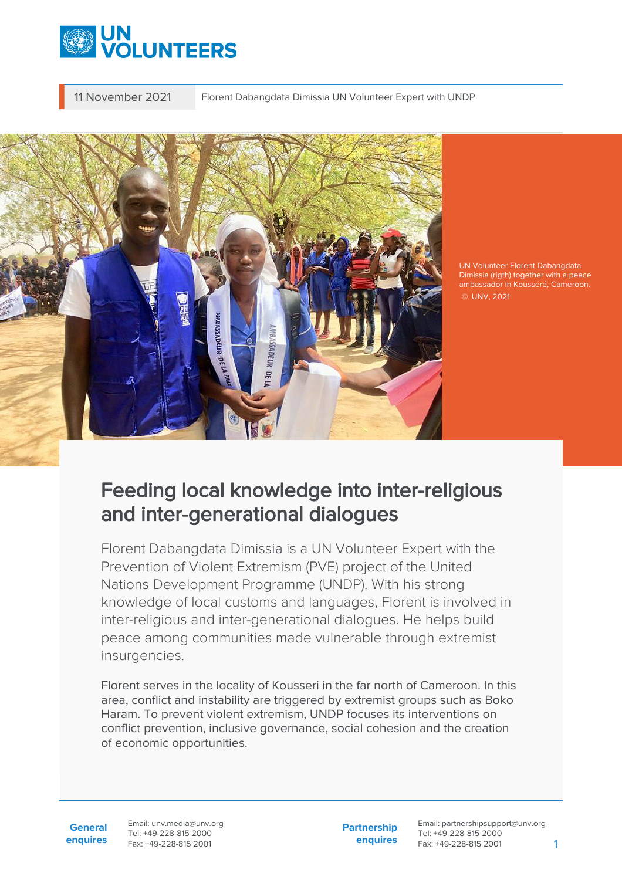11 November 2021 — Florent Dabangdata Dimissia UN Volunteer Expert with UNDP

UN Volunteer Florent Dabangdata Dimissia (rigth) together with a peace ambassador in Kousséré, Cameroon. © UNV, 2021

# Feeding local knowledge into inter-religious and inter-generational dialogues

Florent Dabangdata Dimissia is a UN Volunteer Expert with the Prevention of Violent Extremism (PVE) project of the United Nations Development Programme (UNDP). With his strong knowledge of local customs and languages, Florent is involved in inter-religious and inter-generational dialogues. He helps build peace among communities made vulnerable through extremist insurgencies.

Florent serves in the locality of Kousseri in the far north of Cameroon. In this area, conflict and instability are triggered by extremist groups such as Boko Haram. To prevent violent extremism, UNDP focuses its interventions on conflict prevention, inclusive governance, social cohesion and the creation of economic opportunities.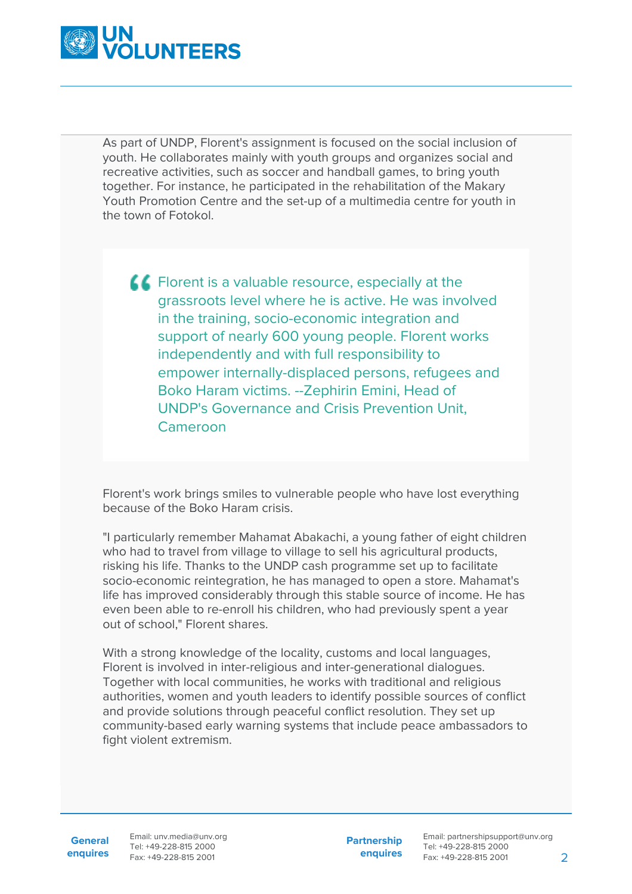As part of UNDP, Florent's assignment is focused on the social inclusion of youth. He collaborates mainly with youth groups and organizes social and recreative activities, such as soccer and handball games, to bring youth together. For instance, he participated in the rehabilitation of the Makary Youth Promotion Centre and the set-up of a multimedia centre for youth in the town of Fotokol.

> Florent is a valuable resource, especially at the grassroots level where he is active. He was involved in the training, socio-economic integration and support of nearly 600 young people. Florent works independently and with full responsibility to empower internally-displaced persons, refugees and Boko Haram victims. --Zephirin Emini, Head of UNDP's Governance and Crisis Prevention Unit, Cameroon

Florent's work brings smiles to vulnerable people who have lost everything because of the Boko Haram crisis.

"I particularly remember Mahamat Abakachi, a young father of eight children who had to travel from village to village to sell his agricultural products, risking his life. Thanks to the UNDP cash programme set up to facilitate socio-economic reintegration, he has managed to open a store. Mahamat's life has improved considerably through this stable source of income. He has even been able to re-enroll his children, who had previously spent a year out of school," Florent shares.

With a strong knowledge of the locality, customs and local languages, Florent is involved in inter-religious and inter-generational dialogues. Together with local communities, he works with traditional and religious authorities, women and youth leaders to identify possible sources of conflict and provide solutions through peaceful conflict resolution. They set up community-based early warning systems that include peace ambassadors to fight violent extremism.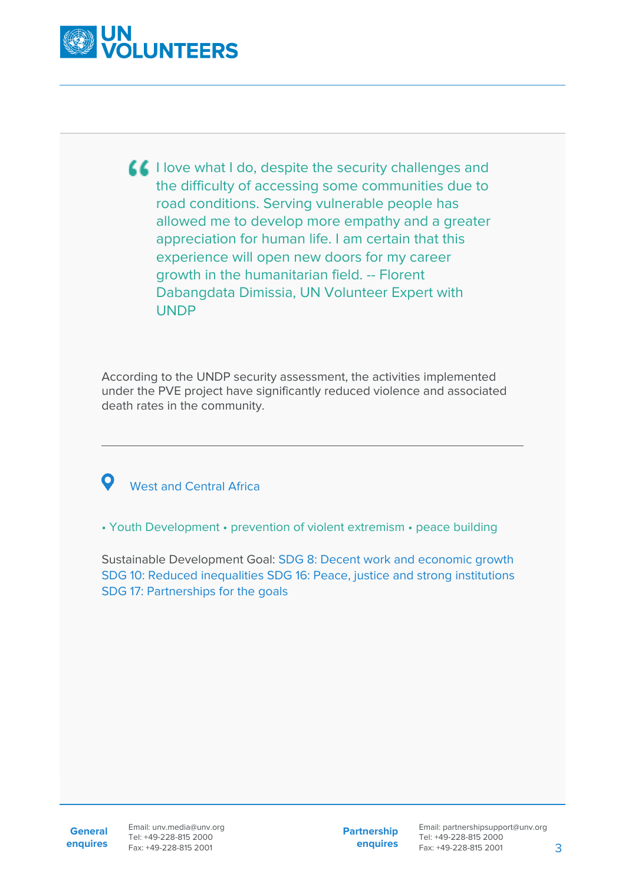> I love what I do, despite the security challenges and the difficulty of accessing some communities due to road conditions. Serving vulnerable people has allowed me to develop more empathy and a greater appreciation for human life. I am certain that this experience will open new doors for my career growth in the humanitarian field. -- Florent Dabangdata Dimissia, UN Volunteer Expert with UNDP

According to the UNDP security assessment, the activities implemented under the PVE project have significantly reduced violence and associated death rates in the community.

---

West and Central Africa

• Youth Development • prevention of violent extremism • peace building

Sustainable Development Goal: SDG 8: Decent work and economic growth SDG 10: Reduced inequalities SDG 16: Peace, justice and strong institutions SDG 17: Partnerships for the goals

**General enquires**
Email: unv.media@unv.org
Tel: +49-228-815 2000
Fax: +49-228-815 2001

**Partnership enquires**
Email: partnershipsupport@unv.org
Tel: +49-228-815 2000
Fax: +49-228-815 2001